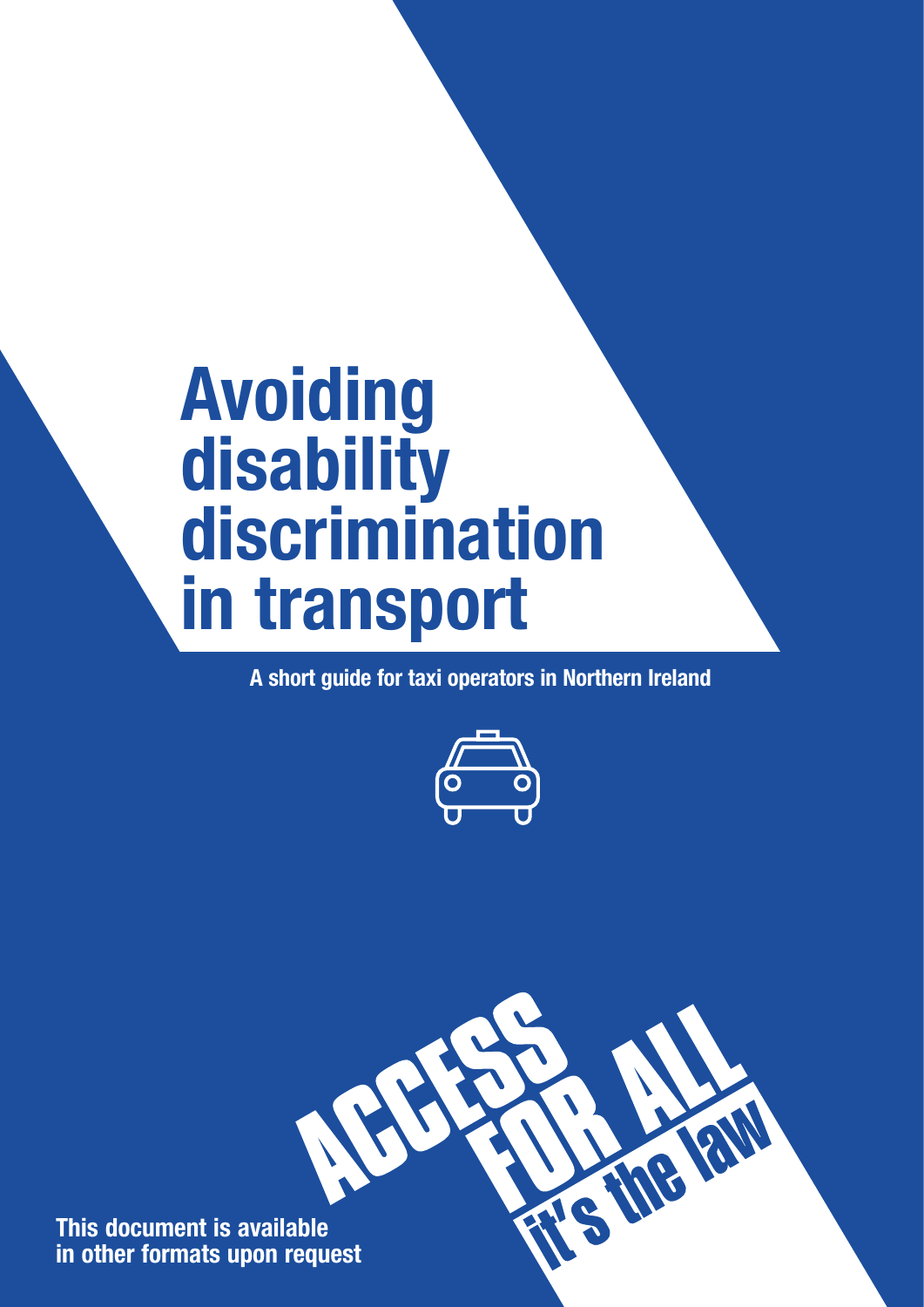# Avoiding disability discrimination in transport

**A short guide for taxi operators in Northern Ireland**

ACCESS FOR ALL it's the law

**This document is available in other formats upon request**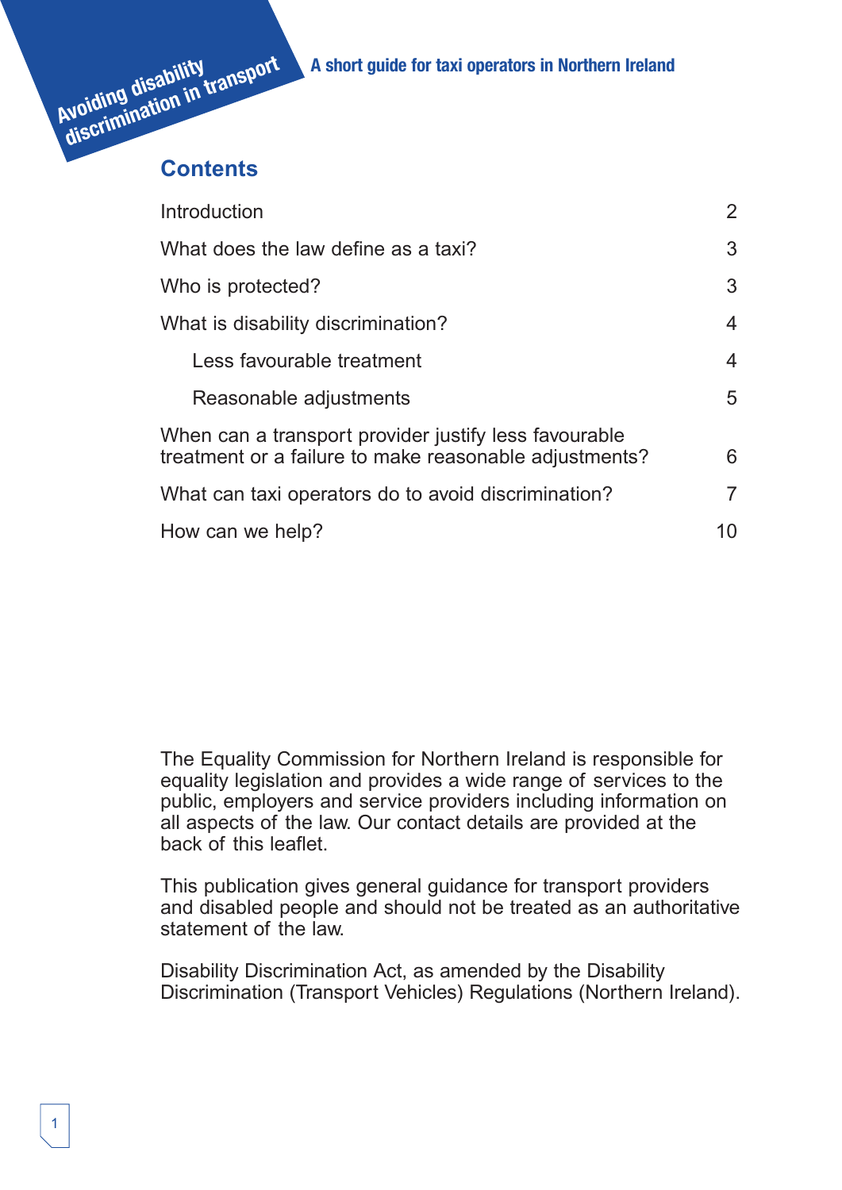Avoiding disability discrimination in transport

A short guide for taxi operators in Northern Ireland

## Contents

| | |
|---|---|
| Introduction | 2 |
| What does the law define as a taxi? | 3 |
| Who is protected? | 3 |
| What is disability discrimination? | 4 |
| Less favourable treatment | 4 |
| Reasonable adjustments | 5 |
| When can a transport provider justify less favourable treatment or a failure to make reasonable adjustments? | 6 |
| What can taxi operators do to avoid discrimination? | 7 |
| How can we help? | 10 |

The Equality Commission for Northern Ireland is responsible for equality legislation and provides a wide range of services to the public, employers and service providers including information on all aspects of the law. Our contact details are provided at the back of this leaflet.

This publication gives general guidance for transport providers and disabled people and should not be treated as an authoritative statement of the law.

Disability Discrimination Act, as amended by the Disability Discrimination (Transport Vehicles) Regulations (Northern Ireland).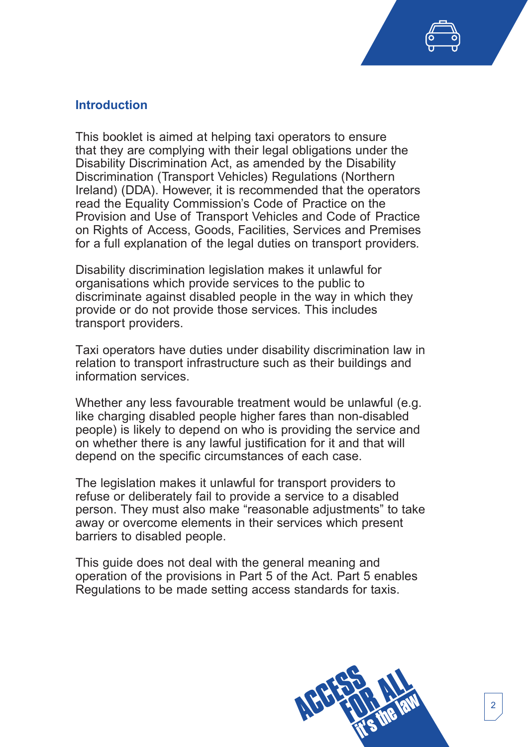## Introduction

This booklet is aimed at helping taxi operators to ensure that they are complying with their legal obligations under the Disability Discrimination Act, as amended by the Disability Discrimination (Transport Vehicles) Regulations (Northern Ireland) (DDA). However, it is recommended that the operators read the Equality Commission's Code of Practice on the Provision and Use of Transport Vehicles and Code of Practice on Rights of Access, Goods, Facilities, Services and Premises for a full explanation of the legal duties on transport providers.

Disability discrimination legislation makes it unlawful for organisations which provide services to the public to discriminate against disabled people in the way in which they provide or do not provide those services. This includes transport providers.

Taxi operators have duties under disability discrimination law in relation to transport infrastructure such as their buildings and information services.

Whether any less favourable treatment would be unlawful (e.g. like charging disabled people higher fares than non-disabled people) is likely to depend on who is providing the service and on whether there is any lawful justification for it and that will depend on the specific circumstances of each case.

The legislation makes it unlawful for transport providers to refuse or deliberately fail to provide a service to a disabled person. They must also make "reasonable adjustments" to take away or overcome elements in their services which present barriers to disabled people.

This guide does not deal with the general meaning and operation of the provisions in Part 5 of the Act. Part 5 enables Regulations to be made setting access standards for taxis.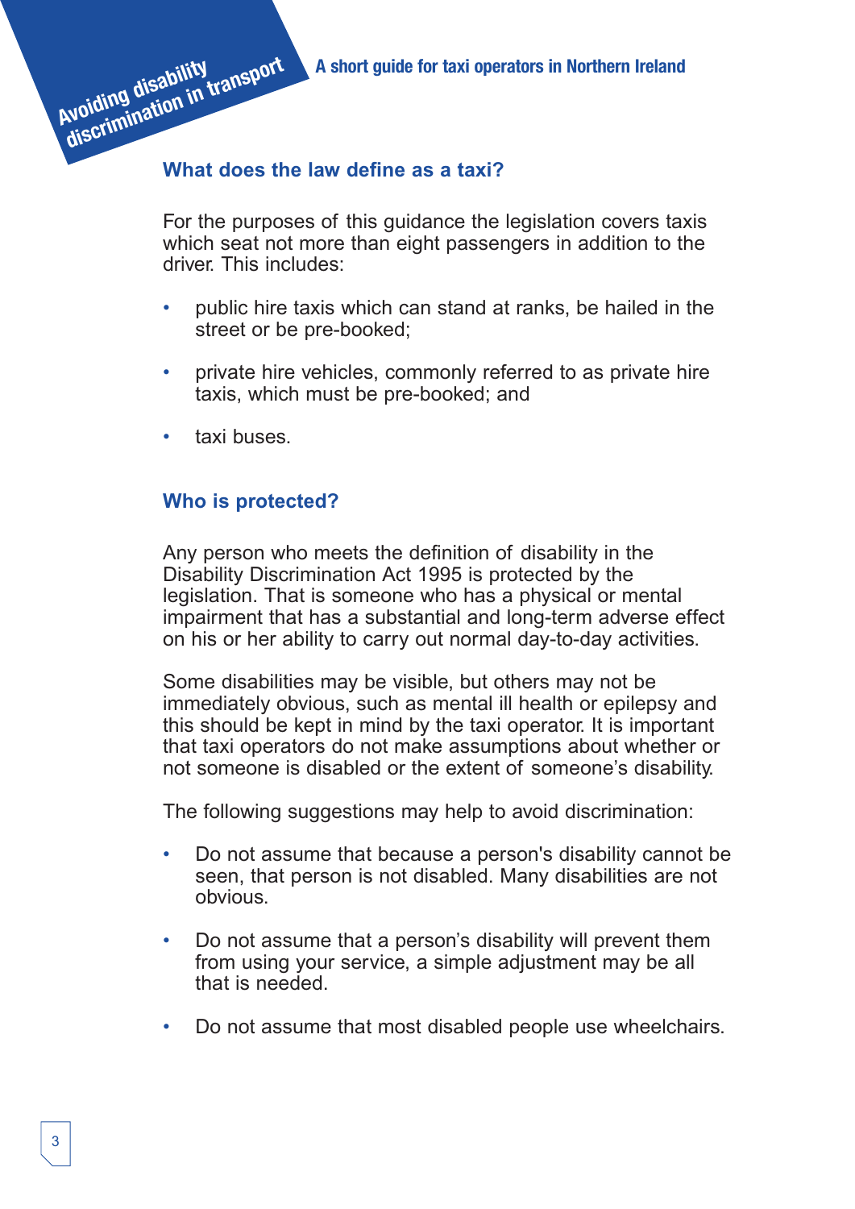## What does the law define as a taxi?

For the purposes of this guidance the legislation covers taxis which seat not more than eight passengers in addition to the driver. This includes:

- public hire taxis which can stand at ranks, be hailed in the street or be pre-booked;
- private hire vehicles, commonly referred to as private hire taxis, which must be pre-booked; and
- taxi buses.

## Who is protected?

Any person who meets the definition of disability in the Disability Discrimination Act 1995 is protected by the legislation. That is someone who has a physical or mental impairment that has a substantial and long-term adverse effect on his or her ability to carry out normal day-to-day activities.

Some disabilities may be visible, but others may not be immediately obvious, such as mental ill health or epilepsy and this should be kept in mind by the taxi operator. It is important that taxi operators do not make assumptions about whether or not someone is disabled or the extent of someone's disability.

The following suggestions may help to avoid discrimination:

- Do not assume that because a person's disability cannot be seen, that person is not disabled. Many disabilities are not obvious.
- Do not assume that a person's disability will prevent them from using your service, a simple adjustment may be all that is needed.
- Do not assume that most disabled people use wheelchairs.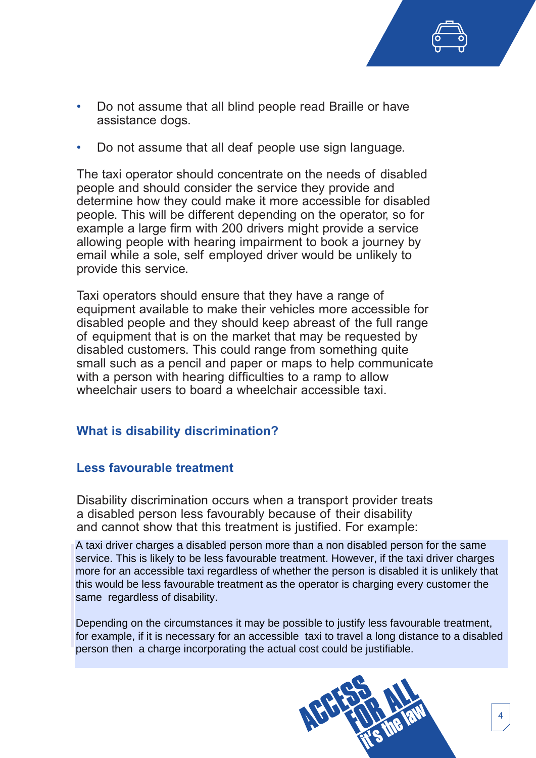- Do not assume that all blind people read Braille or have assistance dogs.
- Do not assume that all deaf people use sign language.

The taxi operator should concentrate on the needs of disabled people and should consider the service they provide and determine how they could make it more accessible for disabled people. This will be different depending on the operator, so for example a large firm with 200 drivers might provide a service allowing people with hearing impairment to book a journey by email while a sole, self employed driver would be unlikely to provide this service.

Taxi operators should ensure that they have a range of equipment available to make their vehicles more accessible for disabled people and they should keep abreast of the full range of equipment that is on the market that may be requested by disabled customers. This could range from something quite small such as a pencil and paper or maps to help communicate with a person with hearing difficulties to a ramp to allow wheelchair users to board a wheelchair accessible taxi.

## What is disability discrimination?

### Less favourable treatment

Disability discrimination occurs when a transport provider treats a disabled person less favourably because of their disability and cannot show that this treatment is justified. For example:

A taxi driver charges a disabled person more than a non disabled person for the same service. This is likely to be less favourable treatment. However, if the taxi driver charges more for an accessible taxi regardless of whether the person is disabled it is unlikely that this would be less favourable treatment as the operator is charging every customer the same regardless of disability.

Depending on the circumstances it may be possible to justify less favourable treatment, for example, if it is necessary for an accessible taxi to travel a long distance to a disabled person then a charge incorporating the actual cost could be justifiable.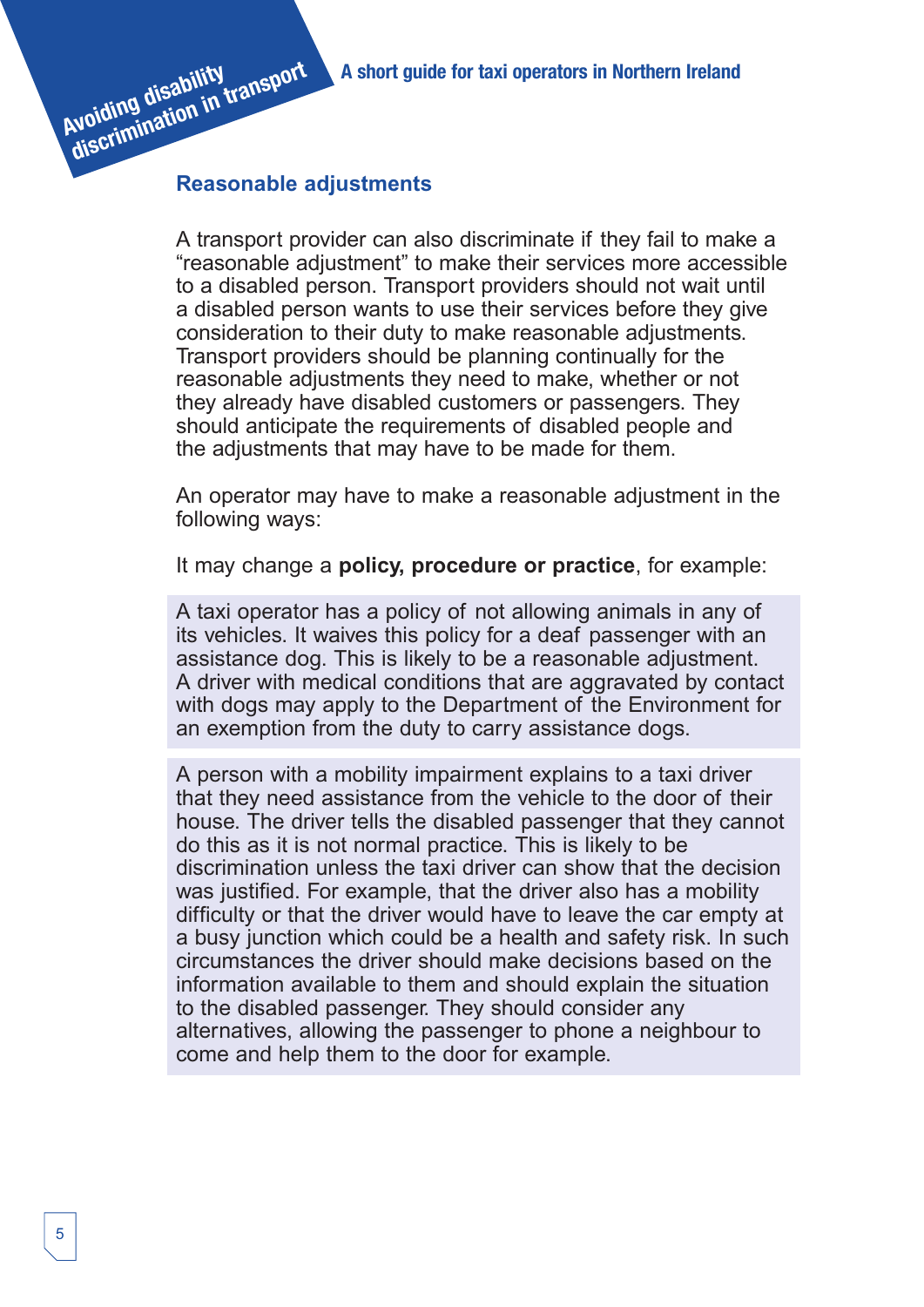## Reasonable adjustments

A transport provider can also discriminate if they fail to make a "reasonable adjustment" to make their services more accessible to a disabled person. Transport providers should not wait until a disabled person wants to use their services before they give consideration to their duty to make reasonable adjustments. Transport providers should be planning continually for the reasonable adjustments they need to make, whether or not they already have disabled customers or passengers. They should anticipate the requirements of disabled people and the adjustments that may have to be made for them.

An operator may have to make a reasonable adjustment in the following ways:

It may change a **policy, procedure or practice**, for example:

A taxi operator has a policy of not allowing animals in any of its vehicles. It waives this policy for a deaf passenger with an assistance dog. This is likely to be a reasonable adjustment. A driver with medical conditions that are aggravated by contact with dogs may apply to the Department of the Environment for an exemption from the duty to carry assistance dogs.

A person with a mobility impairment explains to a taxi driver that they need assistance from the vehicle to the door of their house. The driver tells the disabled passenger that they cannot do this as it is not normal practice. This is likely to be discrimination unless the taxi driver can show that the decision was justified. For example, that the driver also has a mobility difficulty or that the driver would have to leave the car empty at a busy junction which could be a health and safety risk. In such circumstances the driver should make decisions based on the information available to them and should explain the situation to the disabled passenger. They should consider any alternatives, allowing the passenger to phone a neighbour to come and help them to the door for example.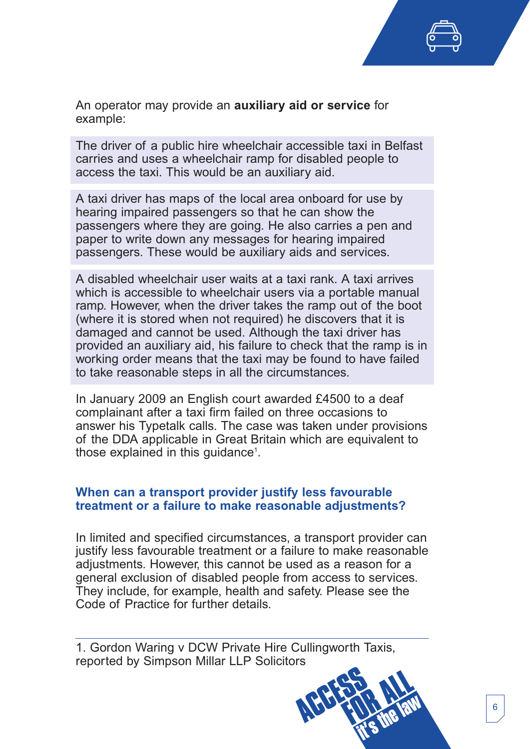An operator may provide an **auxiliary aid or service** for example:

The driver of a public hire wheelchair accessible taxi in Belfast carries and uses a wheelchair ramp for disabled people to access the taxi. This would be an auxiliary aid.

A taxi driver has maps of the local area onboard for use by hearing impaired passengers so that he can show the passengers where they are going. He also carries a pen and paper to write down any messages for hearing impaired passengers. These would be auxiliary aids and services.

A disabled wheelchair user waits at a taxi rank. A taxi arrives which is accessible to wheelchair users via a portable manual ramp. However, when the driver takes the ramp out of the boot (where it is stored when not required) he discovers that it is damaged and cannot be used. Although the taxi driver has provided an auxiliary aid, his failure to check that the ramp is in working order means that the taxi may be found to have failed to take reasonable steps in all the circumstances.

In January 2009 an English court awarded £4500 to a deaf complainant after a taxi firm failed on three occasions to answer his Typetalk calls. The case was taken under provisions of the DDA applicable in Great Britain which are equivalent to those explained in this guidance[1].

### When can a transport provider justify less favourable treatment or a failure to make reasonable adjustments?

In limited and specified circumstances, a transport provider can justify less favourable treatment or a failure to make reasonable adjustments. However, this cannot be used as a reason for a general exclusion of disabled people from access to services. They include, for example, health and safety. Please see the Code of Practice for further details.

---

1. Gordon Waring v DCW Private Hire Cullingworth Taxis, reported by Simpson Millar LLP Solicitors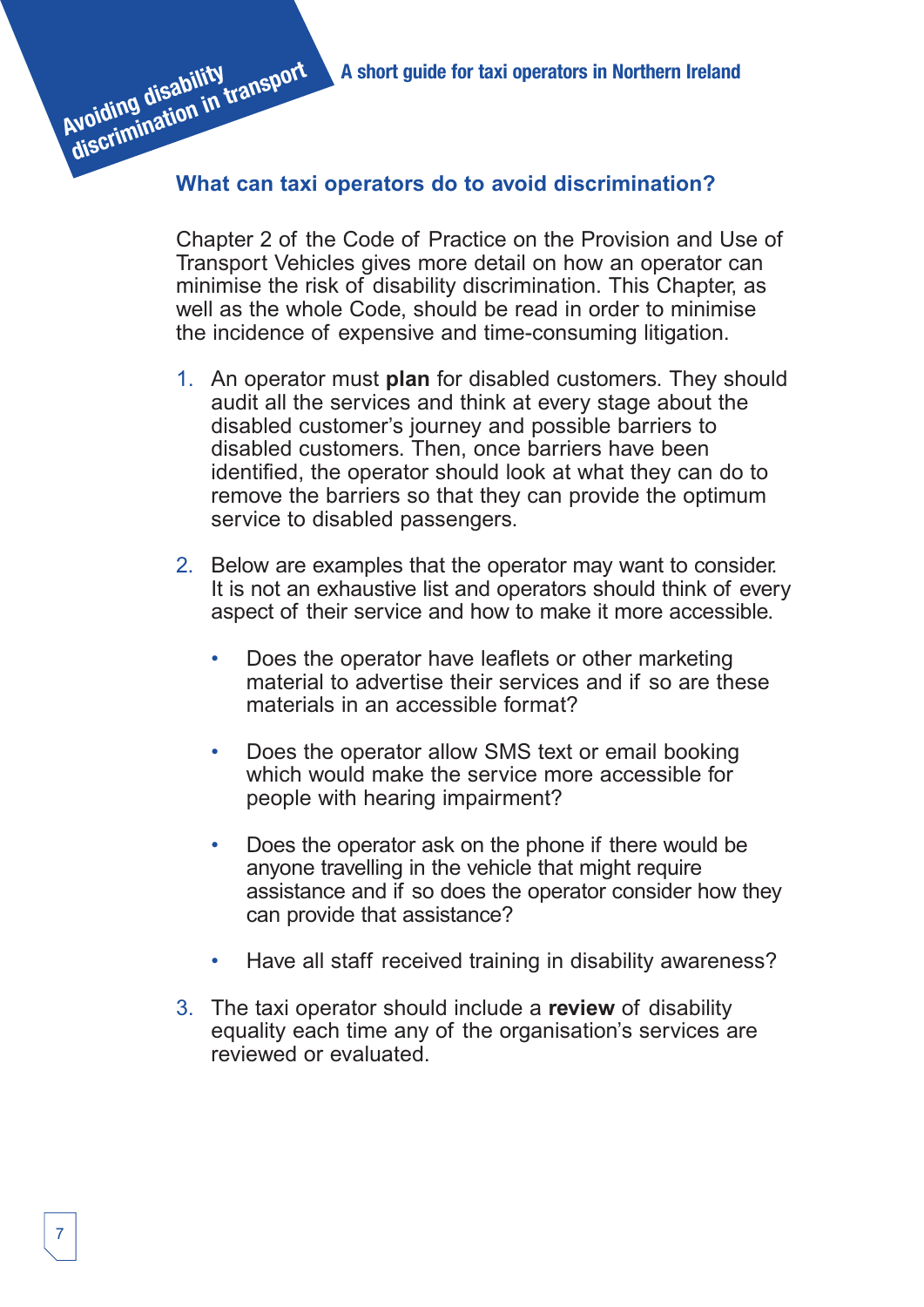## What can taxi operators do to avoid discrimination?

Chapter 2 of the Code of Practice on the Provision and Use of Transport Vehicles gives more detail on how an operator can minimise the risk of disability discrimination. This Chapter, as well as the whole Code, should be read in order to minimise the incidence of expensive and time-consuming litigation.

1. An operator must **plan** for disabled customers. They should audit all the services and think at every stage about the disabled customer's journey and possible barriers to disabled customers. Then, once barriers have been identified, the operator should look at what they can do to remove the barriers so that they can provide the optimum service to disabled passengers.

2. Below are examples that the operator may want to consider. It is not an exhaustive list and operators should think of every aspect of their service and how to make it more accessible.

   - Does the operator have leaflets or other marketing material to advertise their services and if so are these materials in an accessible format?

   - Does the operator allow SMS text or email booking which would make the service more accessible for people with hearing impairment?

   - Does the operator ask on the phone if there would be anyone travelling in the vehicle that might require assistance and if so does the operator consider how they can provide that assistance?

   - Have all staff received training in disability awareness?

3. The taxi operator should include a **review** of disability equality each time any of the organisation's services are reviewed or evaluated.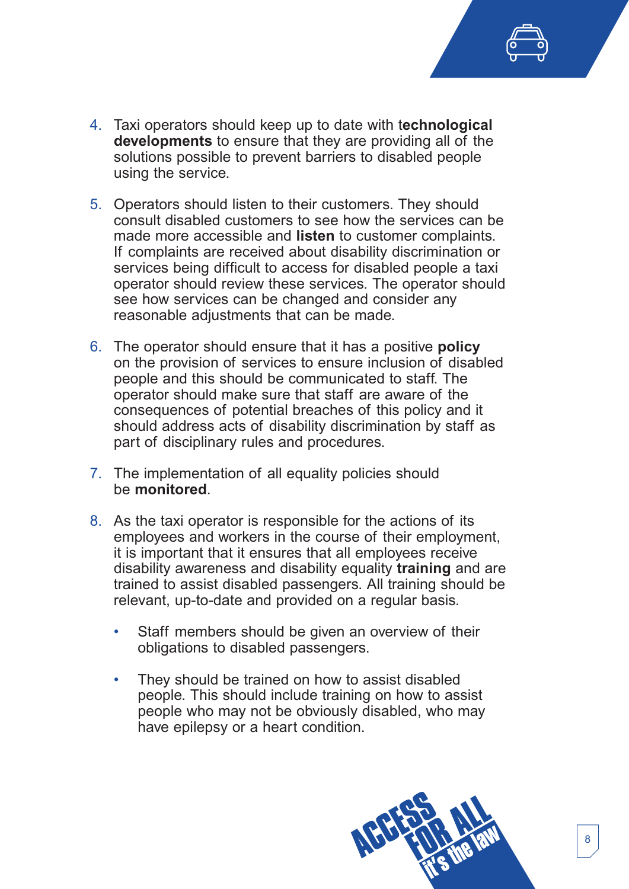4. Taxi operators should keep up to date with t**echnological developments** to ensure that they are providing all of the solutions possible to prevent barriers to disabled people using the service.

5. Operators should listen to their customers. They should consult disabled customers to see how the services can be made more accessible and **listen** to customer complaints. If complaints are received about disability discrimination or services being difficult to access for disabled people a taxi operator should review these services. The operator should see how services can be changed and consider any reasonable adjustments that can be made.

6. The operator should ensure that it has a positive **policy** on the provision of services to ensure inclusion of disabled people and this should be communicated to staff. The operator should make sure that staff are aware of the consequences of potential breaches of this policy and it should address acts of disability discrimination by staff as part of disciplinary rules and procedures.

7. The implementation of all equality policies should be **monitored**.

8. As the taxi operator is responsible for the actions of its employees and workers in the course of their employment, it is important that it ensures that all employees receive disability awareness and disability equality **training** and are trained to assist disabled passengers. All training should be relevant, up-to-date and provided on a regular basis.

    - Staff members should be given an overview of their obligations to disabled passengers.

    - They should be trained on how to assist disabled people. This should include training on how to assist people who may not be obviously disabled, who may have epilepsy or a heart condition.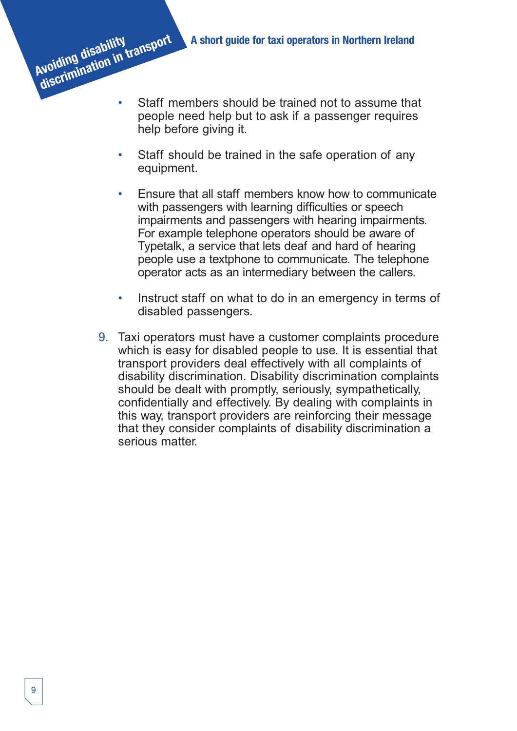- Staff members should be trained not to assume that people need help but to ask if a passenger requires help before giving it.

- Staff should be trained in the safe operation of any equipment.

- Ensure that all staff members know how to communicate with passengers with learning difficulties or speech impairments and passengers with hearing impairments. For example telephone operators should be aware of Typetalk, a service that lets deaf and hard of hearing people use a textphone to communicate. The telephone operator acts as an intermediary between the callers.

- Instruct staff on what to do in an emergency in terms of disabled passengers.

9. Taxi operators must have a customer complaints procedure which is easy for disabled people to use. It is essential that transport providers deal effectively with all complaints of disability discrimination. Disability discrimination complaints should be dealt with promptly, seriously, sympathetically, confidentially and effectively. By dealing with complaints in this way, transport providers are reinforcing their message that they consider complaints of disability discrimination a serious matter.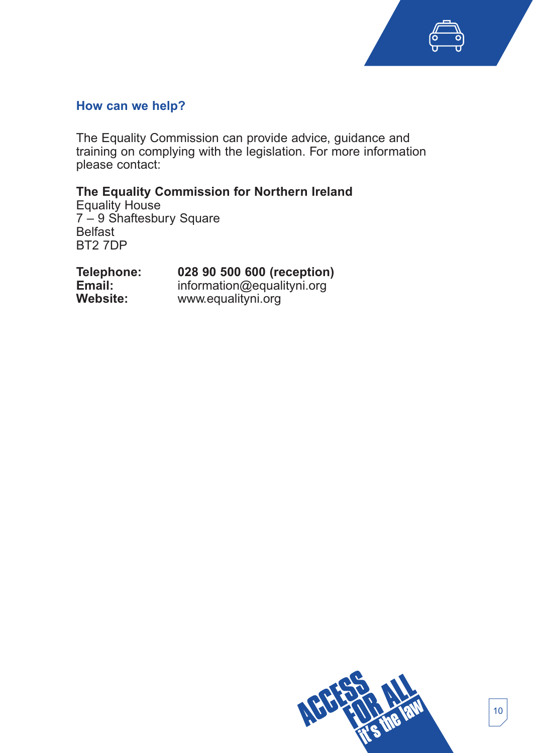## How can we help?

The Equality Commission can provide advice, guidance and training on complying with the legislation. For more information please contact:

**The Equality Commission for Northern Ireland**
Equality House
7 – 9 Shaftesbury Square
Belfast
BT2 7DP

**Telephone:** **028 90 500 600 (reception)**
**Email:** information@equalityni.org
**Website:** www.equalityni.org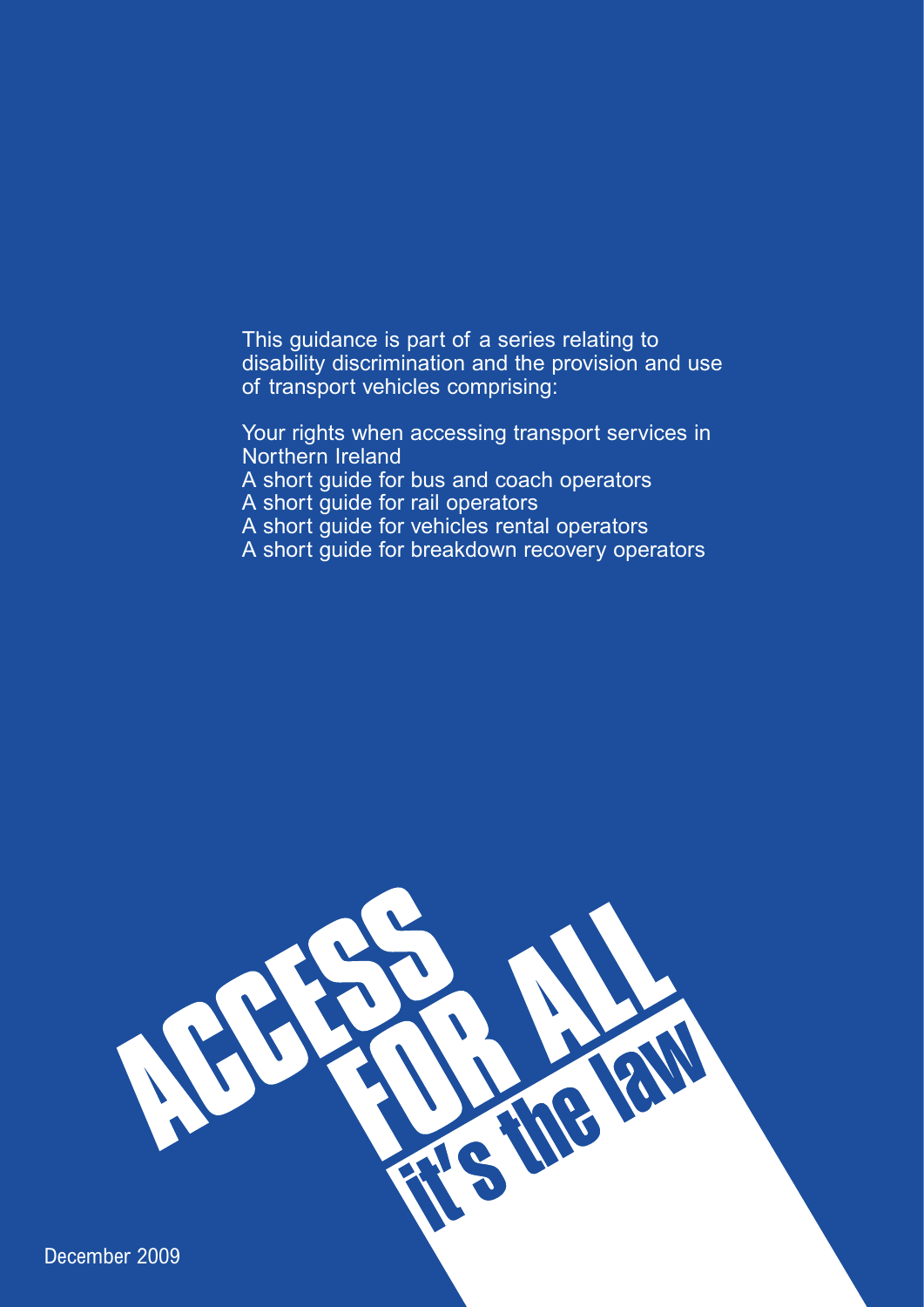This guidance is part of a series relating to disability discrimination and the provision and use of transport vehicles comprising:

Your rights when accessing transport services in Northern Ireland
A short guide for bus and coach operators
A short guide for rail operators
A short guide for vehicles rental operators
A short guide for breakdown recovery operators

ACCESS FOR ALL it's the law

December 2009